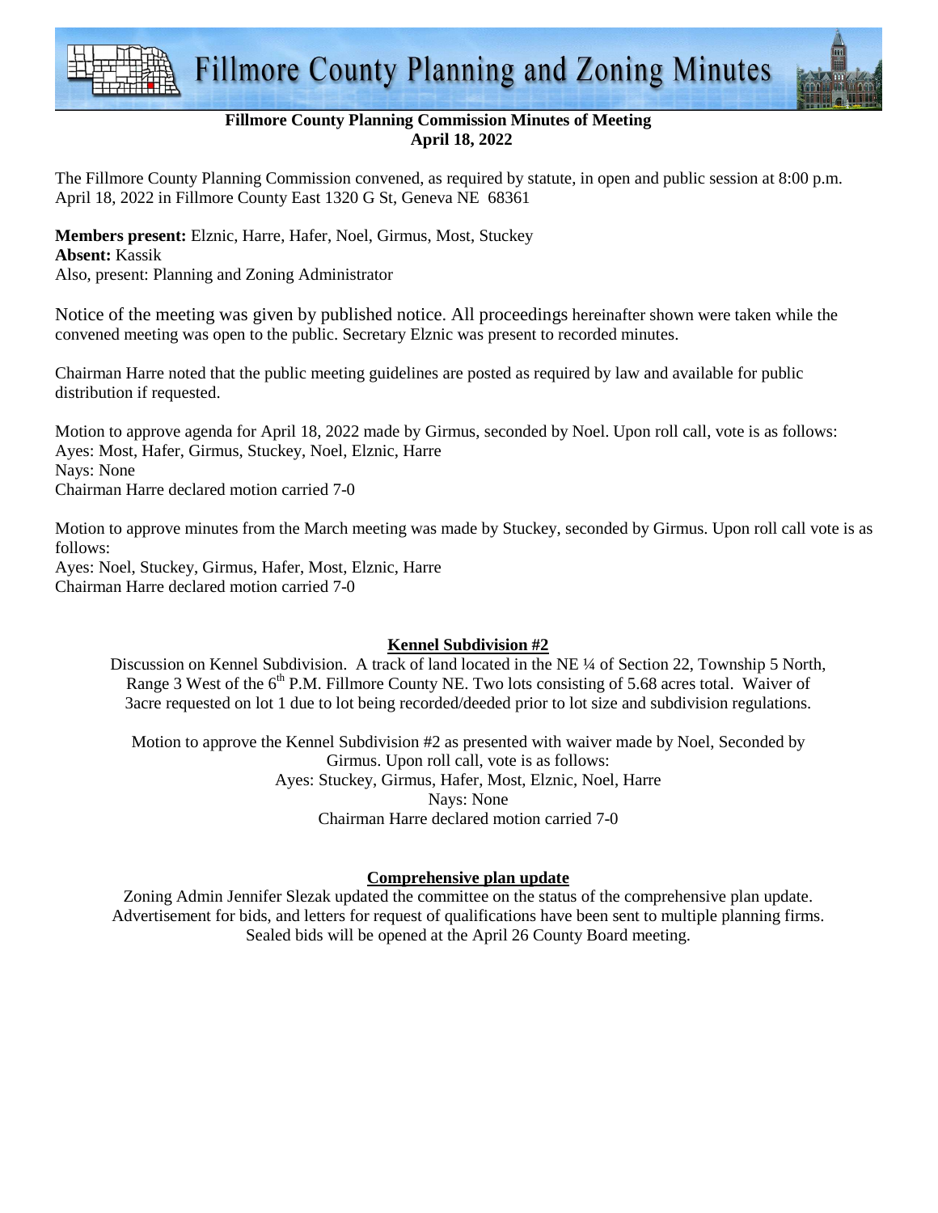# Fillmore County Planning and Zoning Minutes

**Fillmore County Planning Commission Minutes of Meeting**
**April 18, 2022**

The Fillmore County Planning Commission convened, as required by statute, in open and public session at 8:00 p.m. April 18, 2022 in Fillmore County East 1320 G St, Geneva NE 68361

**Members present:** Elznic, Harre, Hafer, Noel, Girmus, Most, Stuckey
**Absent:** Kassik
Also, present: Planning and Zoning Administrator

Notice of the meeting was given by published notice. All proceedings hereinafter shown were taken while the convened meeting was open to the public. Secretary Elznic was present to recorded minutes.

Chairman Harre noted that the public meeting guidelines are posted as required by law and available for public distribution if requested.

Motion to approve agenda for April 18, 2022 made by Girmus, seconded by Noel. Upon roll call, vote is as follows:
Ayes: Most, Hafer, Girmus, Stuckey, Noel, Elznic, Harre
Nays: None
Chairman Harre declared motion carried 7-0

Motion to approve minutes from the March meeting was made by Stuckey, seconded by Girmus. Upon roll call vote is as follows:
Ayes: Noel, Stuckey, Girmus, Hafer, Most, Elznic, Harre
Chairman Harre declared motion carried 7-0

## Kennel Subdivision #2

Discussion on Kennel Subdivision. A track of land located in the NE ¼ of Section 22, Township 5 North, Range 3 West of the 6th P.M. Fillmore County NE. Two lots consisting of 5.68 acres total. Waiver of 3acre requested on lot 1 due to lot being recorded/deeded prior to lot size and subdivision regulations.

Motion to approve the Kennel Subdivision #2 as presented with waiver made by Noel, Seconded by Girmus. Upon roll call, vote is as follows:
Ayes: Stuckey, Girmus, Hafer, Most, Elznic, Noel, Harre
Nays: None
Chairman Harre declared motion carried 7-0

## Comprehensive plan update

Zoning Admin Jennifer Slezak updated the committee on the status of the comprehensive plan update. Advertisement for bids, and letters for request of qualifications have been sent to multiple planning firms. Sealed bids will be opened at the April 26 County Board meeting.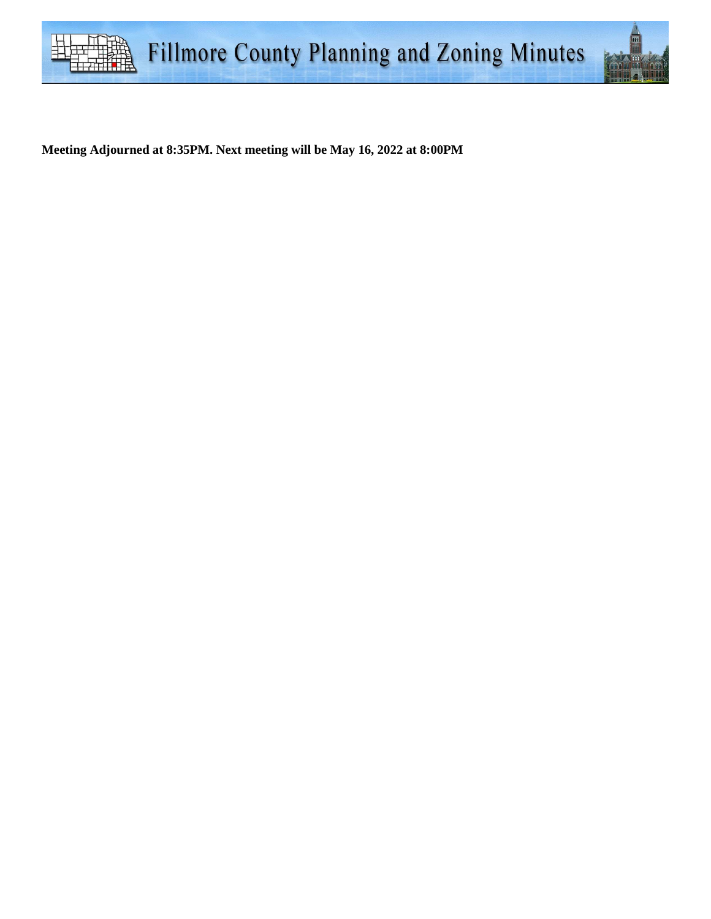**Meeting Adjourned at 8:35PM. Next meeting will be May 16, 2022 at 8:00PM**